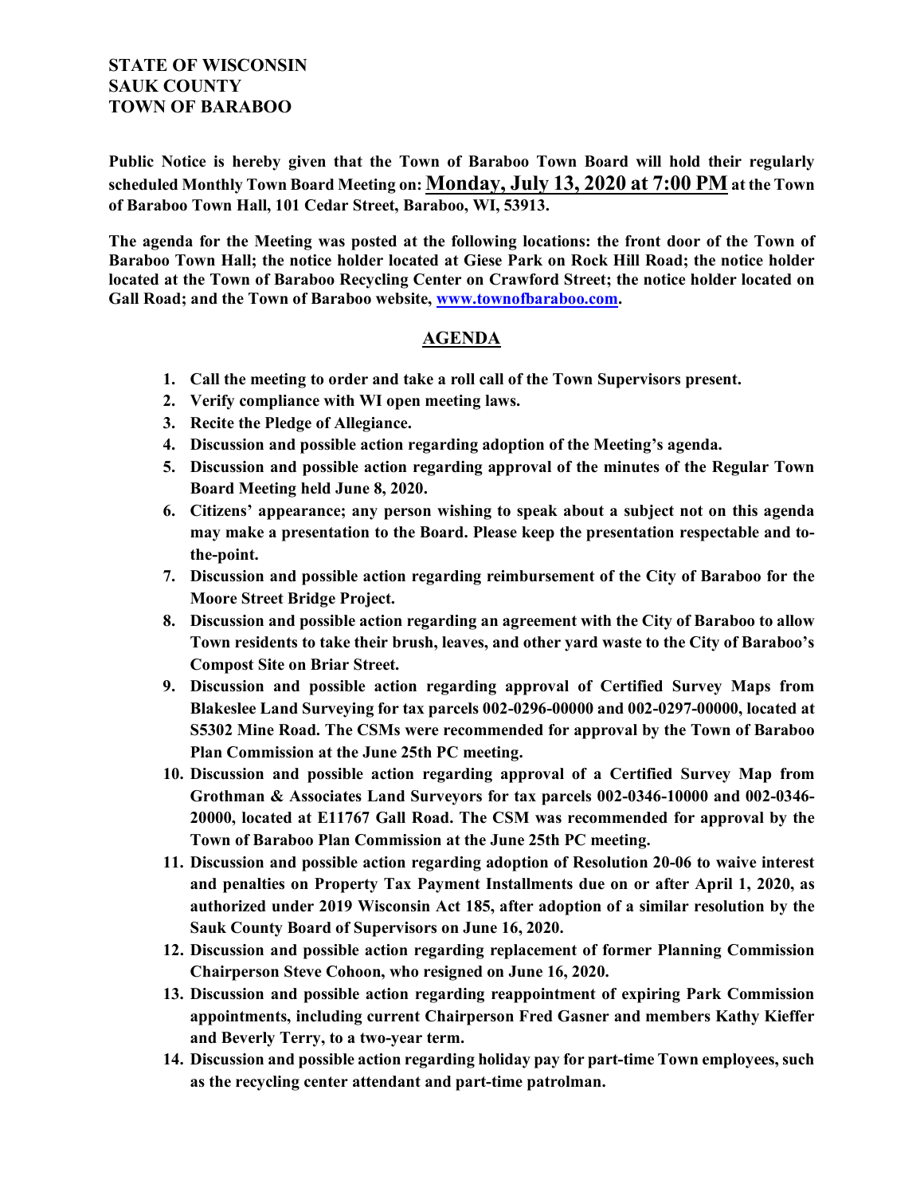**STATE OF WISCONSIN**
**SAUK COUNTY**
**TOWN OF BARABOO**

**Public Notice is hereby given that the Town of Baraboo Town Board will hold their regularly scheduled Monthly Town Board Meeting on: <u>Monday, July 13, 2020 at 7:00 PM</u> at the Town of Baraboo Town Hall, 101 Cedar Street, Baraboo, WI, 53913.**

**The agenda for the Meeting was posted at the following locations: the front door of the Town of Baraboo Town Hall; the notice holder located at Giese Park on Rock Hill Road; the notice holder located at the Town of Baraboo Recycling Center on Crawford Street; the notice holder located on Gall Road; and the Town of Baraboo website, www.townofbaraboo.com.**

## AGENDA

1. **Call the meeting to order and take a roll call of the Town Supervisors present.**
2. **Verify compliance with WI open meeting laws.**
3. **Recite the Pledge of Allegiance.**
4. **Discussion and possible action regarding adoption of the Meeting's agenda.**
5. **Discussion and possible action regarding approval of the minutes of the Regular Town Board Meeting held June 8, 2020.**
6. **Citizens' appearance; any person wishing to speak about a subject not on this agenda may make a presentation to the Board. Please keep the presentation respectable and to-the-point.**
7. **Discussion and possible action regarding reimbursement of the City of Baraboo for the Moore Street Bridge Project.**
8. **Discussion and possible action regarding an agreement with the City of Baraboo to allow Town residents to take their brush, leaves, and other yard waste to the City of Baraboo's Compost Site on Briar Street.**
9. **Discussion and possible action regarding approval of Certified Survey Maps from Blakeslee Land Surveying for tax parcels 002-0296-00000 and 002-0297-00000, located at S5302 Mine Road. The CSMs were recommended for approval by the Town of Baraboo Plan Commission at the June 25th PC meeting.**
10. **Discussion and possible action regarding approval of a Certified Survey Map from Grothman & Associates Land Surveyors for tax parcels 002-0346-10000 and 002-0346-20000, located at E11767 Gall Road. The CSM was recommended for approval by the Town of Baraboo Plan Commission at the June 25th PC meeting.**
11. **Discussion and possible action regarding adoption of Resolution 20-06 to waive interest and penalties on Property Tax Payment Installments due on or after April 1, 2020, as authorized under 2019 Wisconsin Act 185, after adoption of a similar resolution by the Sauk County Board of Supervisors on June 16, 2020.**
12. **Discussion and possible action regarding replacement of former Planning Commission Chairperson Steve Cohoon, who resigned on June 16, 2020.**
13. **Discussion and possible action regarding reappointment of expiring Park Commission appointments, including current Chairperson Fred Gasner and members Kathy Kieffer and Beverly Terry, to a two-year term.**
14. **Discussion and possible action regarding holiday pay for part-time Town employees, such as the recycling center attendant and part-time patrolman.**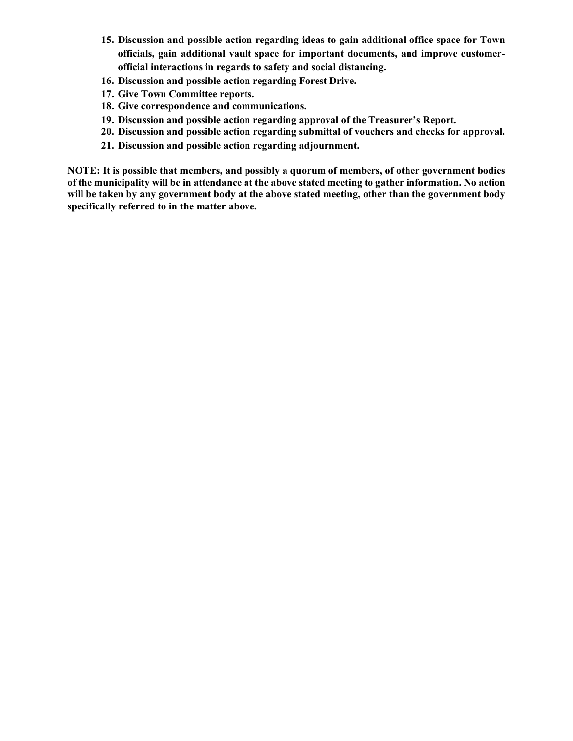15. **Discussion and possible action regarding ideas to gain additional office space for Town officials, gain additional vault space for important documents, and improve customer-official interactions in regards to safety and social distancing.**
16. **Discussion and possible action regarding Forest Drive.**
17. **Give Town Committee reports.**
18. **Give correspondence and communications.**
19. **Discussion and possible action regarding approval of the Treasurer's Report.**
20. **Discussion and possible action regarding submittal of vouchers and checks for approval.**
21. **Discussion and possible action regarding adjournment.**

**NOTE: It is possible that members, and possibly a quorum of members, of other government bodies of the municipality will be in attendance at the above stated meeting to gather information. No action will be taken by any government body at the above stated meeting, other than the government body specifically referred to in the matter above.**